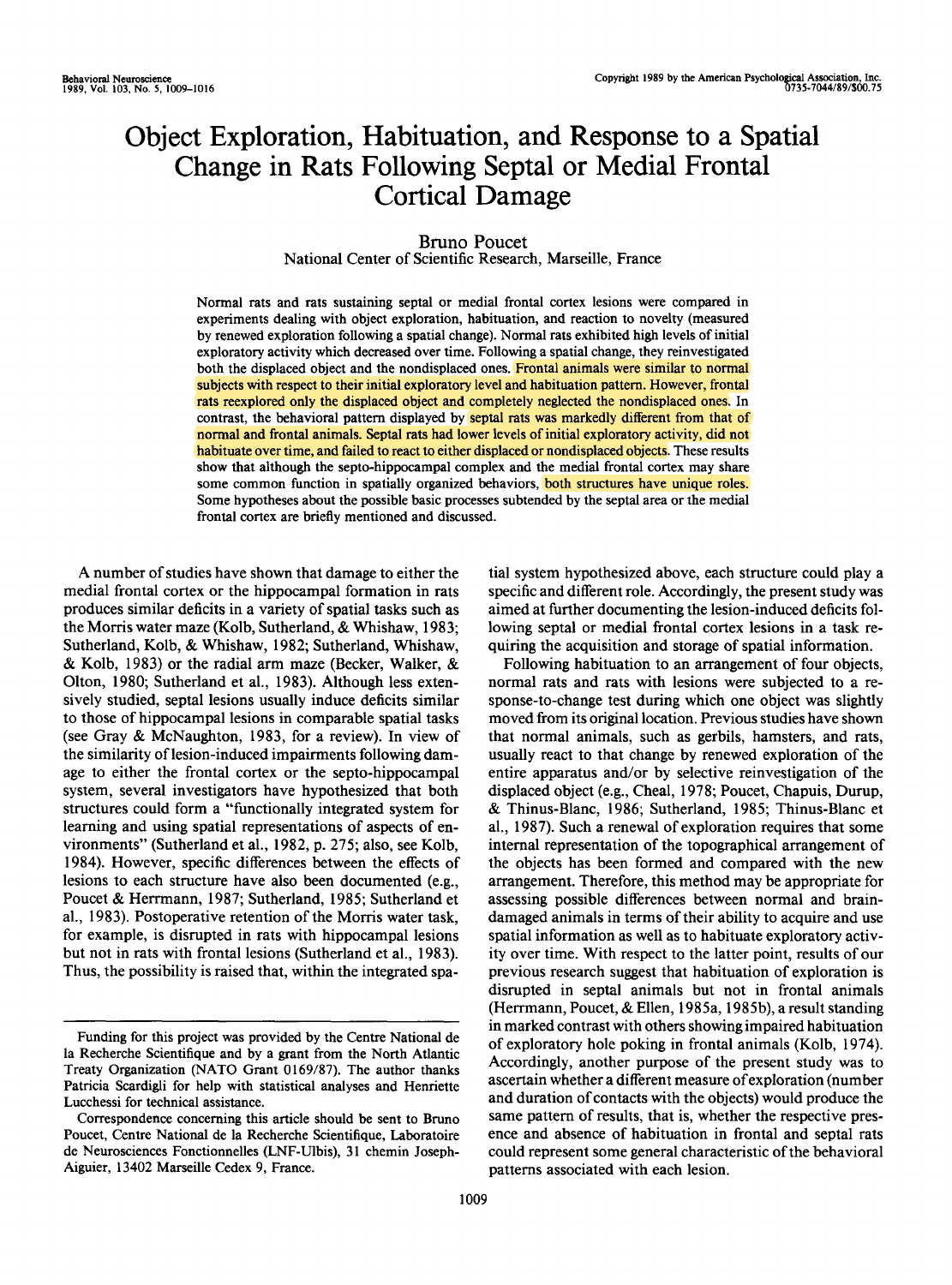# Object Exploration, Habituation, and Response to a Spatial Change in Rats Following Septal or Medial Frontal Cortical Damage

Bruno Poucet
National Center of Scientific Research, Marseille, France

Normal rats and rats sustaining septal or medial frontal cortex lesions were compared in experiments dealing with object exploration, habituation, and reaction to novelty (measured by renewed exploration following a spatial change). Normal rats exhibited high levels of initial exploratory activity which decreased over time. Following a spatial change, they reinvestigated both the displaced object and the nondisplaced ones. Frontal animals were similar to normal subjects with respect to their initial exploratory level and habituation pattern. However, frontal rats reexplored only the displaced object and completely neglected the nondisplaced ones. In contrast, the behavioral pattern displayed by septal rats was markedly different from that of normal and frontal animals. Septal rats had lower levels of initial exploratory activity, did not habituate over time, and failed to react to either displaced or nondisplaced objects. These results show that although the septo-hippocampal complex and the medial frontal cortex may share some common function in spatially organized behaviors, both structures have unique roles. Some hypotheses about the possible basic processes subtended by the septal area or the medial frontal cortex are briefly mentioned and discussed.

A number of studies have shown that damage to either the medial frontal cortex or the hippocampal formation in rats produces similar deficits in a variety of spatial tasks such as the Morris water maze (Kolb, Sutherland, & Whishaw, 1983; Sutherland, Kolb, & Whishaw, 1982; Sutherland, Whishaw, & Kolb, 1983) or the radial arm maze (Becker, Walker, & Olton, 1980; Sutherland et al., 1983). Although less extensively studied, septal lesions usually induce deficits similar to those of hippocampal lesions in comparable spatial tasks (see Gray & McNaughton, 1983, for a review). In view of the similarity of lesion-induced impairments following damage to either the frontal cortex or the septo-hippocampal system, several investigators have hypothesized that both structures could form a "functionally integrated system for learning and using spatial representations of aspects of environments" (Sutherland et al., 1982, p. 275; also, see Kolb, 1984). However, specific differences between the effects of lesions to each structure have also been documented (e.g., Poucet & Herrmann, 1987; Sutherland, 1985; Sutherland et al., 1983). Postoperative retention of the Morris water task, for example, is disrupted in rats with hippocampal lesions but not in rats with frontal lesions (Sutherland et al., 1983). Thus, the possibility is raised that, within the integrated spatial system hypothesized above, each structure could play a specific and different role. Accordingly, the present study was aimed at further documenting the lesion-induced deficits following septal or medial frontal cortex lesions in a task requiring the acquisition and storage of spatial information.

Following habituation to an arrangement of four objects, normal rats and rats with lesions were subjected to a response-to-change test during which one object was slightly moved from its original location. Previous studies have shown that normal animals, such as gerbils, hamsters, and rats, usually react to that change by renewed exploration of the entire apparatus and/or by selective reinvestigation of the displaced object (e.g., Cheal, 1978; Poucet, Chapuis, Durup, & Thinus-Blanc, 1986; Sutherland, 1985; Thinus-Blanc et al., 1987). Such a renewal of exploration requires that some internal representation of the topographical arrangement of the objects has been formed and compared with the new arrangement. Therefore, this method may be appropriate for assessing possible differences between normal and brain-damaged animals in terms of their ability to acquire and use spatial information as well as to habituate exploratory activity over time. With respect to the latter point, results of our previous research suggest that habituation of exploration is disrupted in septal animals but not in frontal animals (Herrmann, Poucet, & Ellen, 1985a, 1985b), a result standing in marked contrast with others showing impaired habituation of exploratory hole poking in frontal animals (Kolb, 1974). Accordingly, another purpose of the present study was to ascertain whether a different measure of exploration (number and duration of contacts with the objects) would produce the same pattern of results, that is, whether the respective presence and absence of habituation in frontal and septal rats could represent some general characteristic of the behavioral patterns associated with each lesion.

Funding for this project was provided by the Centre National de la Recherche Scientifique and by a grant from the North Atlantic Treaty Organization (NATO Grant 0169/87). The author thanks Patricia Scardigli for help with statistical analyses and Henriette Lucchessi for technical assistance.

Correspondence concerning this article should be sent to Bruno Poucet, Centre National de la Recherche Scientifique, Laboratoire de Neurosciences Fonctionnelles (LNF-Ulbis), 31 chemin Joseph-Aiguier, 13402 Marseille Cedex 9, France.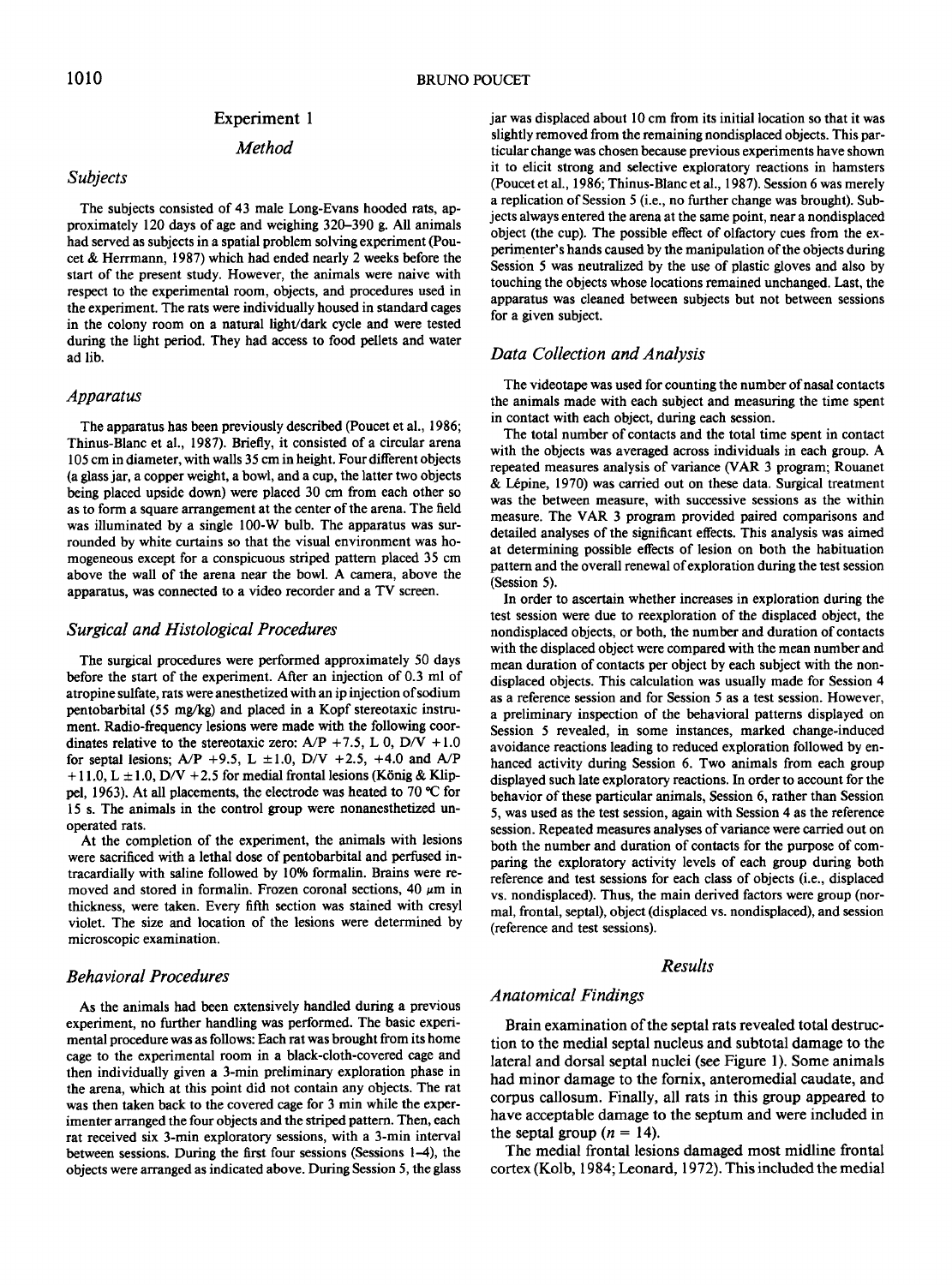## Experiment 1

### Method

#### Subjects

The subjects consisted of 43 male Long-Evans hooded rats, approximately 120 days of age and weighing 320–390 g. All animals had served as subjects in a spatial problem solving experiment (Poucet & Herrmann, 1987) which had ended nearly 2 weeks before the start of the present study. However, the animals were naive with respect to the experimental room, objects, and procedures used in the experiment. The rats were individually housed in standard cages in the colony room on a natural light/dark cycle and were tested during the light period. They had access to food pellets and water ad lib.

#### Apparatus

The apparatus has been previously described (Poucet et al., 1986; Thinus-Blanc et al., 1987). Briefly, it consisted of a circular arena 105 cm in diameter, with walls 35 cm in height. Four different objects (a glass jar, a copper weight, a bowl, and a cup, the latter two objects being placed upside down) were placed 30 cm from each other so as to form a square arrangement at the center of the arena. The field was illuminated by a single 100-W bulb. The apparatus was surrounded by white curtains so that the visual environment was homogeneous except for a conspicuous striped pattern placed 35 cm above the wall of the arena near the bowl. A camera, above the apparatus, was connected to a video recorder and a TV screen.

#### Surgical and Histological Procedures

The surgical procedures were performed approximately 50 days before the start of the experiment. After an injection of 0.3 ml of atropine sulfate, rats were anesthetized with an ip injection of sodium pentobarbital (55 mg/kg) and placed in a Kopf stereotaxic instrument. Radio-frequency lesions were made with the following coordinates relative to the stereotaxic zero: A/P +7.5, L 0, D/V +1.0 for septal lesions; A/P +9.5, L ±1.0, D/V +2.5, +4.0 and A/P +11.0, L ±1.0, D/V +2.5 for medial frontal lesions (König & Klippel, 1963). At all placements, the electrode was heated to 70 °C for 15 s. The animals in the control group were nonanesthetized unoperated rats.

At the completion of the experiment, the animals with lesions were sacrificed with a lethal dose of pentobarbital and perfused intracardially with saline followed by 10% formalin. Brains were removed and stored in formalin. Frozen coronal sections, 40 $\mu$m in thickness, were taken. Every fifth section was stained with cresyl violet. The size and location of the lesions were determined by microscopic examination.

#### Behavioral Procedures

As the animals had been extensively handled during a previous experiment, no further handling was performed. The basic experimental procedure was as follows: Each rat was brought from its home cage to the experimental room in a black-cloth-covered cage and then individually given a 3-min preliminary exploration phase in the arena, which at this point did not contain any objects. The rat was then taken back to the covered cage for 3 min while the experimenter arranged the four objects and the striped pattern. Then, each rat received six 3-min exploratory sessions, with a 3-min interval between sessions. During the first four sessions (Sessions 1–4), the objects were arranged as indicated above. During Session 5, the glass jar was displaced about 10 cm from its initial location so that it was slightly removed from the remaining nondisplaced objects. This particular change was chosen because previous experiments have shown it to elicit strong and selective exploratory reactions in hamsters (Poucet et al., 1986; Thinus-Blanc et al., 1987). Session 6 was merely a replication of Session 5 (i.e., no further change was brought). Subjects always entered the arena at the same point, near a nondisplaced object (the cup). The possible effect of olfactory cues from the experimenter's hands caused by the manipulation of the objects during Session 5 was neutralized by the use of plastic gloves and also by touching the objects whose locations remained unchanged. Last, the apparatus was cleaned between subjects but not between sessions for a given subject.

#### Data Collection and Analysis

The videotape was used for counting the number of nasal contacts the animals made with each subject and measuring the time spent in contact with each object, during each session.

The total number of contacts and the total time spent in contact with the objects was averaged across individuals in each group. A repeated measures analysis of variance (VAR 3 program; Rouanet & Lépine, 1970) was carried out on these data. Surgical treatment was the between measure, with successive sessions as the within measure. The VAR 3 program provided paired comparisons and detailed analyses of the significant effects. This analysis was aimed at determining possible effects of lesion on both the habituation pattern and the overall renewal of exploration during the test session (Session 5).

In order to ascertain whether increases in exploration during the test session were due to reexploration of the displaced object, the nondisplaced objects, or both, the number and duration of contacts with the displaced object were compared with the mean number and mean duration of contacts per object by each subject with the nondisplaced objects. This calculation was usually made for Session 4 as a reference session and for Session 5 as a test session. However, a preliminary inspection of the behavioral patterns displayed on Session 5 revealed, in some instances, marked change-induced avoidance reactions leading to reduced exploration followed by enhanced activity during Session 6. Two animals from each group displayed such late exploratory reactions. In order to account for the behavior of these particular animals, Session 6, rather than Session 5, was used as the test session, again with Session 4 as the reference session. Repeated measures analyses of variance were carried out on both the number and duration of contacts for the purpose of comparing the exploratory activity levels of each group during both reference and test sessions for each class of objects (i.e., displaced vs. nondisplaced). Thus, the main derived factors were group (normal, frontal, septal), object (displaced vs. nondisplaced), and session (reference and test sessions).

### Results

#### Anatomical Findings

Brain examination of the septal rats revealed total destruction to the medial septal nucleus and subtotal damage to the lateral and dorsal septal nuclei (see Figure 1). Some animals had minor damage to the fornix, anteromedial caudate, and corpus callosum. Finally, all rats in this group appeared to have acceptable damage to the septum and were included in the septal group ($n$ = 14).

The medial frontal lesions damaged most midline frontal cortex (Kolb, 1984; Leonard, 1972). This included the medial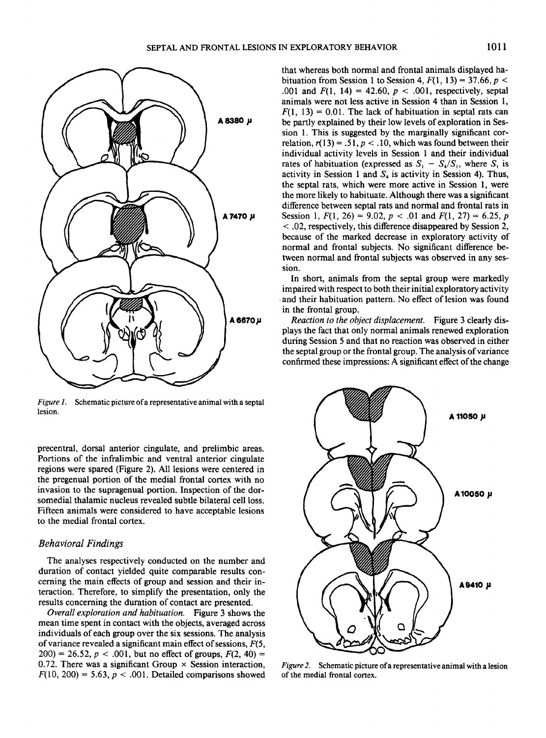Figure 1. Schematic picture of a representative animal with a septal lesion.

precentral, dorsal anterior cingulate, and prelimbic areas. Portions of the infralimbic and ventral anterior cingulate regions were spared (Figure 2). All lesions were centered in the pregenual portion of the medial frontal cortex with no invasion to the supragenual portion. Inspection of the dorsomedial thalamic nucleus revealed subtle bilateral cell loss. Fifteen animals were considered to have acceptable lesions to the medial frontal cortex.

### Behavioral Findings

The analyses respectively conducted on the number and duration of contact yielded quite comparable results concerning the main effects of group and session and their interaction. Therefore, to simplify the presentation, only the results concerning the duration of contact are presented.

*Overall exploration and habituation.* Figure 3 shows the mean time spent in contact with the objects, averaged across individuals of each group over the six sessions. The analysis of variance revealed a significant main effect of sessions, $F(5, 200) = 26.52$, $p < .001$, but no effect of groups, $F(2, 40) = 0.72$. There was a significant Group × Session interaction, $F(10, 200) = 5.63$, $p < .001$. Detailed comparisons showed that whereas both normal and frontal animals displayed habituation from Session 1 to Session 4, $F(1, 13) = 37.66$, $p < .001$ and $F(1, 14) = 42.60$, $p < .001$, respectively, septal animals were not less active in Session 4 than in Session 1, $F(1, 13) = 0.01$. The lack of habituation in septal rats can be partly explained by their low levels of exploration in Session 1. This is suggested by the marginally significant correlation, $r(13) = .51$, $p < .10$, which was found between their individual activity levels in Session 1 and their individual rates of habituation (expressed as $S_1 - S_4/S_1$, where $S_1$ is activity in Session 1 and $S_4$ is activity in Session 4). Thus, the septal rats, which were more active in Session 1, were the more likely to habituate. Although there was a significant difference between septal rats and normal and frontal rats in Session 1, $F(1, 26) = 9.02$, $p < .01$ and $F(1, 27) = 6.25$, $p < .02$, respectively, this difference disappeared by Session 2, because of the marked decrease in exploratory activity of normal and frontal subjects. No significant difference between normal and frontal subjects was observed in any session.

In short, animals from the septal group were markedly impaired with respect to both their initial exploratory activity and their habituation pattern. No effect of lesion was found in the frontal group.

*Reaction to the object displacement.* Figure 3 clearly displays the fact that only normal animals renewed exploration during Session 5 and that no reaction was observed in either the septal group or the frontal group. The analysis of variance confirmed these impressions: A significant effect of the change

Figure 2. Schematic picture of a representative animal with a lesion of the medial frontal cortex.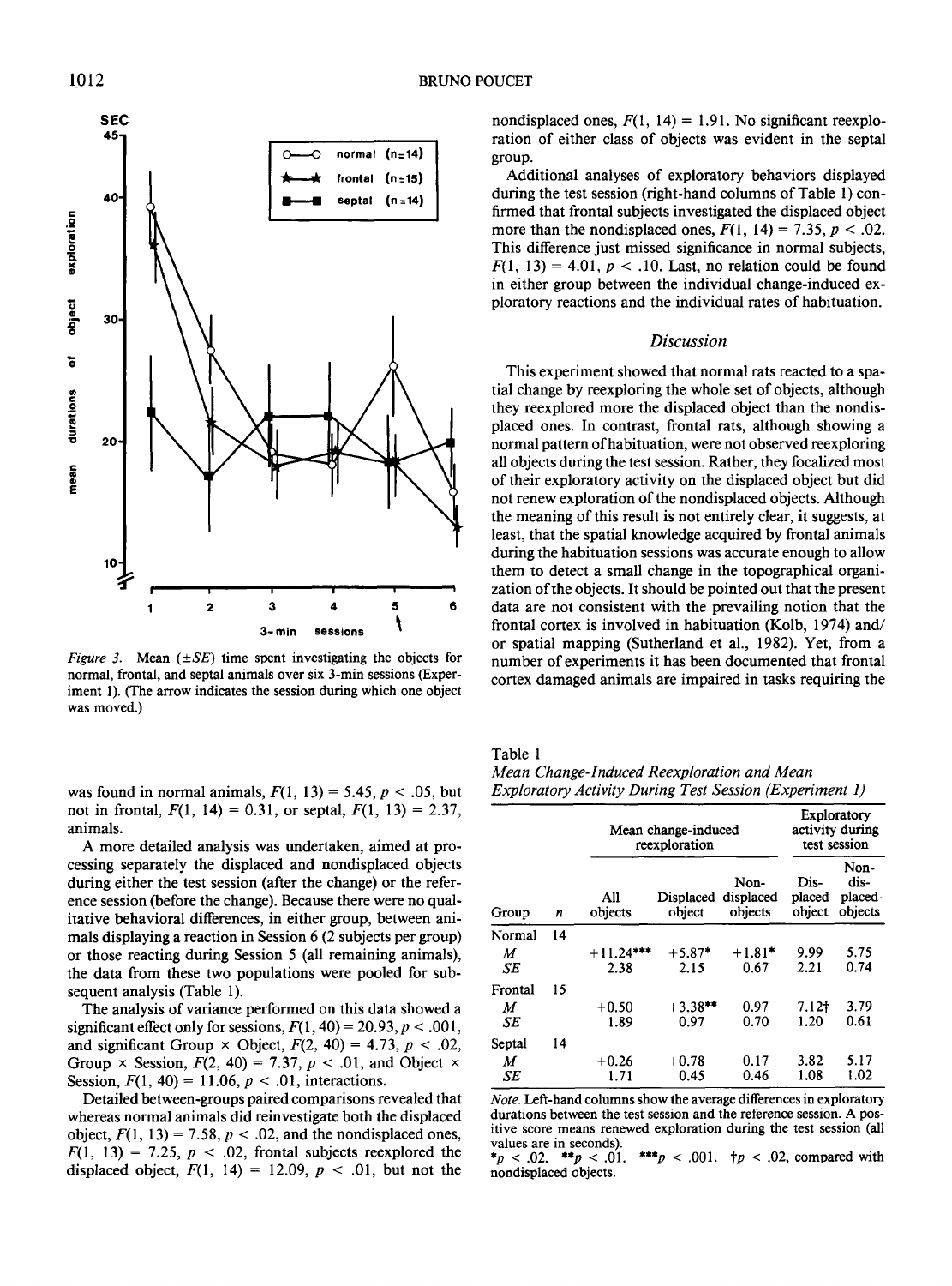*Figure 3.* Mean (±*SE*) time spent investigating the objects for normal, frontal, and septal animals over six 3-min sessions (Experiment 1). (The arrow indicates the session during which one object was moved.)

was found in normal animals, $F(1, 13) = 5.45$, $p < .05$, but not in frontal, $F(1, 14) = 0.31$, or septal, $F(1, 13) = 2.37$, animals.

A more detailed analysis was undertaken, aimed at processing separately the displaced and nondisplaced objects during either the test session (after the change) or the reference session (before the change). Because there were no qualitative behavioral differences, in either group, between animals displaying a reaction in Session 6 (2 subjects per group) or those reacting during Session 5 (all remaining animals), the data from these two populations were pooled for subsequent analysis (Table 1).

The analysis of variance performed on this data showed a significant effect only for sessions, $F(1, 40) = 20.93$, $p < .001$, and significant Group × Object, $F(2, 40) = 4.73$, $p < .02$, Group × Session, $F(2, 40) = 7.37$, $p < .01$, and Object × Session, $F(1, 40) = 11.06$, $p < .01$, interactions.

Detailed between-groups paired comparisons revealed that whereas normal animals did reinvestigate both the displaced object, $F(1, 13) = 7.58$, $p < .02$, and the nondisplaced ones, $F(1, 13) = 7.25$, $p < .02$, frontal subjects reexplored the displaced object, $F(1, 14) = 12.09$, $p < .01$, but not the nondisplaced ones, $F(1, 14) = 1.91$. No significant reexploration of either class of objects was evident in the septal group.

Additional analyses of exploratory behaviors displayed during the test session (right-hand columns of Table 1) confirmed that frontal subjects investigated the displaced object more than the nondisplaced ones, $F(1, 14) = 7.35$, $p < .02$. This difference just missed significance in normal subjects, $F(1, 13) = 4.01$, $p < .10$. Last, no relation could be found in either group between the individual change-induced exploratory reactions and the individual rates of habituation.

## Discussion

This experiment showed that normal rats reacted to a spatial change by reexploring the whole set of objects, although they reexplored more the displaced object than the nondisplaced ones. In contrast, frontal rats, although showing a normal pattern of habituation, were not observed reexploring all objects during the test session. Rather, they focalized most of their exploratory activity on the displaced object but did not renew exploration of the nondisplaced objects. Although the meaning of this result is not entirely clear, it suggests, at least, that the spatial knowledge acquired by frontal animals during the habituation sessions was accurate enough to allow them to detect a small change in the topographical organization of the objects. It should be pointed out that the present data are not consistent with the prevailing notion that the frontal cortex is involved in habituation (Kolb, 1974) and/or spatial mapping (Sutherland et al., 1982). Yet, from a number of experiments it has been documented that frontal cortex damaged animals are impaired in tasks requiring the

Table 1
*Mean Change-Induced Reexploration and Mean Exploratory Activity During Test Session (Experiment 1)*

| | | Mean change-induced reexploration | | | Exploratory activity during test session | |
|---|---|---|---|---|---|---|
| Group | *n* | All objects | Displaced object | Non-displaced objects | Displaced object | Non-displaced objects |
| Normal | 14 | | | | | |
| *M* | | +11.24*** | +5.87* | +1.81* | 9.99 | 5.75 |
| *SE* | | 2.38 | 2.15 | 0.67 | 2.21 | 0.74 |
| Frontal | 15 | | | | | |
| *M* | | +0.50 | +3.38** | −0.97 | 7.12† | 3.79 |
| *SE* | | 1.89 | 0.97 | 0.70 | 1.20 | 0.61 |
| Septal | 14 | | | | | |
| *M* | | +0.26 | +0.78 | −0.17 | 3.82 | 5.17 |
| *SE* | | 1.71 | 0.45 | 0.46 | 1.08 | 1.02 |

*Note.* Left-hand columns show the average differences in exploratory durations between the test session and the reference session. A positive score means renewed exploration during the test session (all values are in seconds).
*$p < .02$. **$p < .01$. ***$p < .001$. †$p < .02$, compared with nondisplaced objects.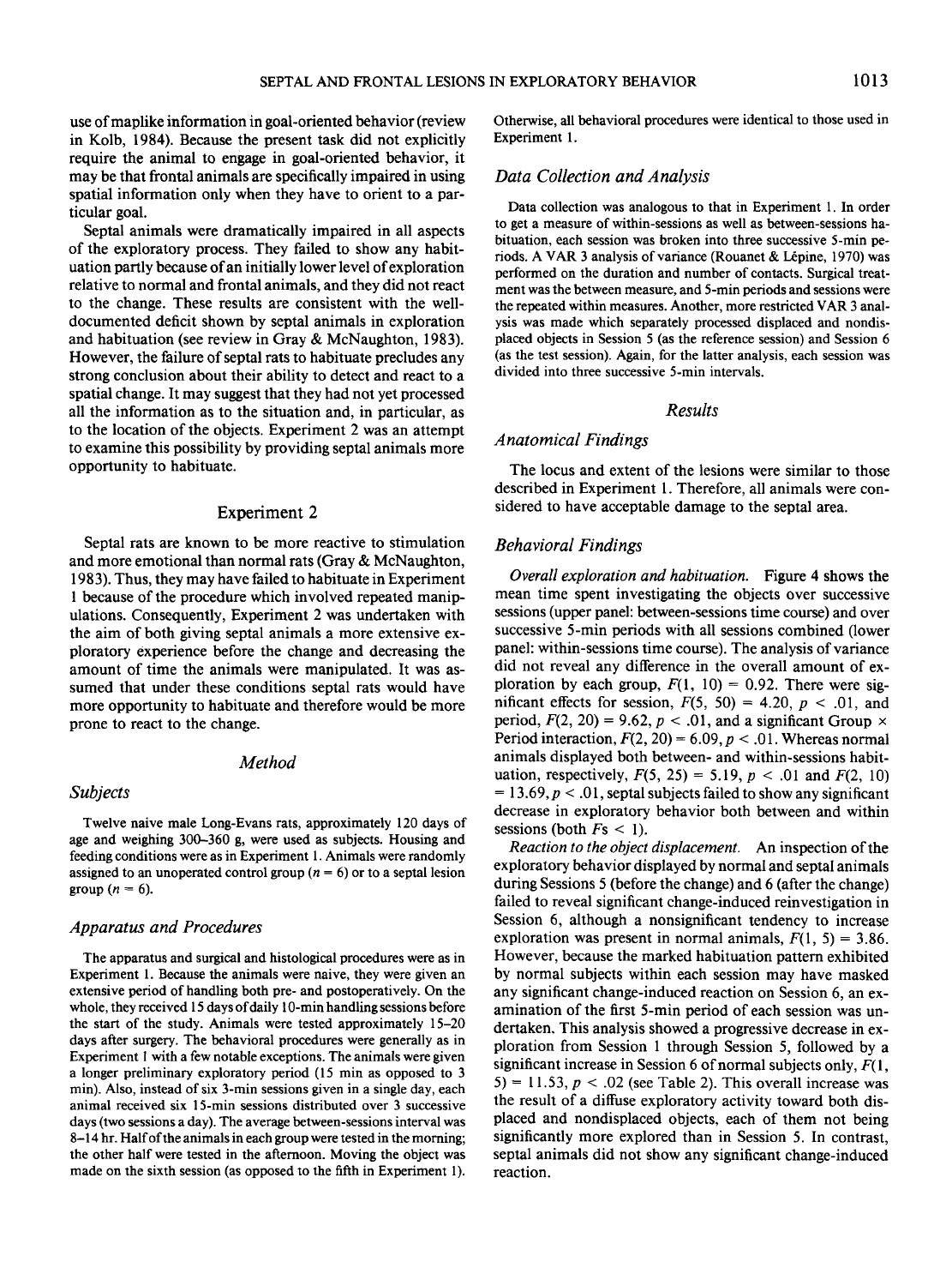use of maplike information in goal-oriented behavior (review in Kolb, 1984). Because the present task did not explicitly require the animal to engage in goal-oriented behavior, it may be that frontal animals are specifically impaired in using spatial information only when they have to orient to a particular goal.

Septal animals were dramatically impaired in all aspects of the exploratory process. They failed to show any habituation partly because of an initially lower level of exploration relative to normal and frontal animals, and they did not react to the change. These results are consistent with the well-documented deficit shown by septal animals in exploration and habituation (see review in Gray & McNaughton, 1983). However, the failure of septal rats to habituate precludes any strong conclusion about their ability to detect and react to a spatial change. It may suggest that they had not yet processed all the information as to the situation and, in particular, as to the location of the objects. Experiment 2 was an attempt to examine this possibility by providing septal animals more opportunity to habituate.

## Experiment 2

Septal rats are known to be more reactive to stimulation and more emotional than normal rats (Gray & McNaughton, 1983). Thus, they may have failed to habituate in Experiment 1 because of the procedure which involved repeated manipulations. Consequently, Experiment 2 was undertaken with the aim of both giving septal animals a more extensive exploratory experience before the change and decreasing the amount of time the animals were manipulated. It was assumed that under these conditions septal rats would have more opportunity to habituate and therefore would be more prone to react to the change.

### Method

#### Subjects

Twelve naive male Long-Evans rats, approximately 120 days of age and weighing 300–360 g, were used as subjects. Housing and feeding conditions were as in Experiment 1. Animals were randomly assigned to an unoperated control group ($n = 6$) or to a septal lesion group ($n = 6$).

#### Apparatus and Procedures

The apparatus and surgical and histological procedures were as in Experiment 1. Because the animals were naive, they were given an extensive period of handling both pre- and postoperatively. On the whole, they received 15 days of daily 10-min handling sessions before the start of the study. Animals were tested approximately 15–20 days after surgery. The behavioral procedures were generally as in Experiment 1 with a few notable exceptions. The animals were given a longer preliminary exploratory period (15 min as opposed to 3 min). Also, instead of six 3-min sessions given in a single day, each animal received six 15-min sessions distributed over 3 successive days (two sessions a day). The average between-sessions interval was 8–14 hr. Half of the animals in each group were tested in the morning; the other half were tested in the afternoon. Moving the object was made on the sixth session (as opposed to the fifth in Experiment 1). Otherwise, all behavioral procedures were identical to those used in Experiment 1.

#### Data Collection and Analysis

Data collection was analogous to that in Experiment 1. In order to get a measure of within-sessions as well as between-sessions habituation, each session was broken into three successive 5-min periods. A VAR 3 analysis of variance (Rouanet & Lêpine, 1970) was performed on the duration and number of contacts. Surgical treatment was the between measure, and 5-min periods and sessions were the repeated within measures. Another, more restricted VAR 3 analysis was made which separately processed displaced and nondisplaced objects in Session 5 (as the reference session) and Session 6 (as the test session). Again, for the latter analysis, each session was divided into three successive 5-min intervals.

### Results

#### Anatomical Findings

The locus and extent of the lesions were similar to those described in Experiment 1. Therefore, all animals were considered to have acceptable damage to the septal area.

#### Behavioral Findings

*Overall exploration and habituation.* Figure 4 shows the mean time spent investigating the objects over successive sessions (upper panel: between-sessions time course) and over successive 5-min periods with all sessions combined (lower panel: within-sessions time course). The analysis of variance did not reveal any difference in the overall amount of exploration by each group, $F(1, 10) = 0.92$. There were significant effects for session, $F(5, 50) = 4.20$, $p < .01$, and period, $F(2, 20) = 9.62$, $p < .01$, and a significant Group × Period interaction, $F(2, 20) = 6.09$, $p < .01$. Whereas normal animals displayed both between- and within-sessions habituation, respectively, $F(5, 25) = 5.19$, $p < .01$ and $F(2, 10) = 13.69$, $p < .01$, septal subjects failed to show any significant decrease in exploratory behavior both between and within sessions (both $F\text{s} < 1$).

*Reaction to the object displacement.* An inspection of the exploratory behavior displayed by normal and septal animals during Sessions 5 (before the change) and 6 (after the change) failed to reveal significant change-induced reinvestigation in Session 6, although a nonsignificant tendency to increase exploration was present in normal animals, $F(1, 5) = 3.86$. However, because the marked habituation pattern exhibited by normal subjects within each session may have masked any significant change-induced reaction on Session 6, an examination of the first 5-min period of each session was undertaken. This analysis showed a progressive decrease in exploration from Session 1 through Session 5, followed by a significant increase in Session 6 of normal subjects only, $F(1, 5) = 11.53$, $p < .02$ (see Table 2). This overall increase was the result of a diffuse exploratory activity toward both displaced and nondisplaced objects, each of them not being significantly more explored than in Session 5. In contrast, septal animals did not show any significant change-induced reaction.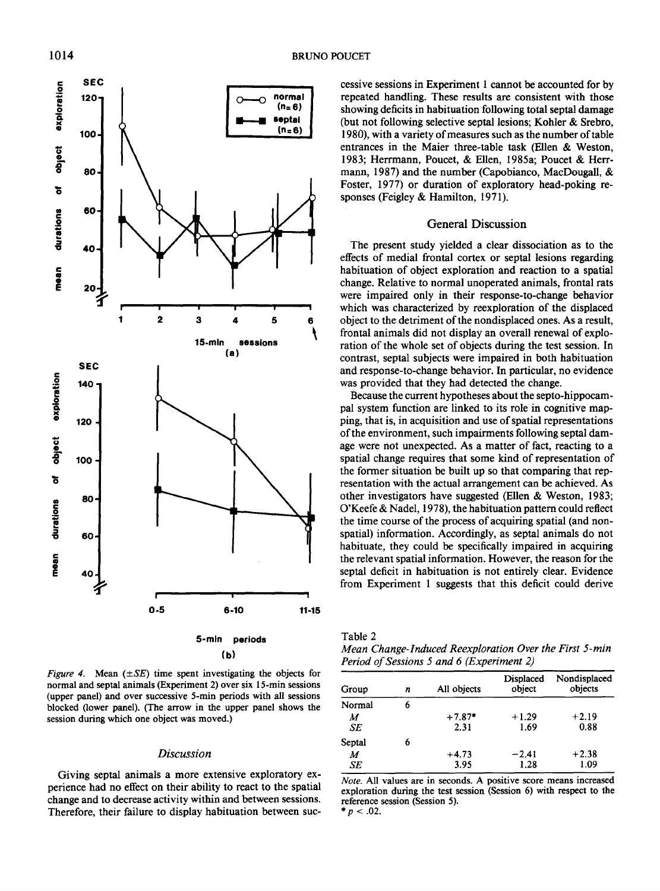*Figure 4.* Mean (±*SE*) time spent investigating the objects for normal and septal animals (Experiment 2) over six 15-min sessions (upper panel) and over successive 5-min periods with all sessions blocked (lower panel). (The arrow in the upper panel shows the session during which one object was moved.)

### Discussion

Giving septal animals a more extensive exploratory experience had no effect on their ability to react to the spatial change and to decrease activity within and between sessions. Therefore, their failure to display habituation between successive sessions in Experiment 1 cannot be accounted for by repeated handling. These results are consistent with those showing deficits in habituation following total septal damage (but not following selective septal lesions; Kohler & Srebro, 1980), with a variety of measures such as the number of table entrances in the Maier three-table task (Ellen & Weston, 1983; Herrmann, Poucet, & Ellen, 1985a; Poucet & Herrmann, 1987) and the number (Capobianco, MacDougall, & Foster, 1977) or duration of exploratory head-poking responses (Feigley & Hamilton, 1971).

## General Discussion

The present study yielded a clear dissociation as to the effects of medial frontal cortex or septal lesions regarding habituation of object exploration and reaction to a spatial change. Relative to normal unoperated animals, frontal rats were impaired only in their response-to-change behavior which was characterized by reexploration of the displaced object to the detriment of the nondisplaced ones. As a result, frontal animals did not display an overall renewal of exploration of the whole set of objects during the test session. In contrast, septal subjects were impaired in both habituation and response-to-change behavior. In particular, no evidence was provided that they had detected the change.

Because the current hypotheses about the septo-hippocampal system function are linked to its role in cognitive mapping, that is, in acquisition and use of spatial representations of the environment, such impairments following septal damage were not unexpected. As a matter of fact, reacting to a spatial change requires that some kind of representation of the former situation be built up so that comparing that representation with the actual arrangement can be achieved. As other investigators have suggested (Ellen & Weston, 1983; O'Keefe & Nadel, 1978), the habituation pattern could reflect the time course of the process of acquiring spatial (and nonspatial) information. Accordingly, as septal animals do not habituate, they could be specifically impaired in acquiring the relevant spatial information. However, the reason for the septal deficit in habituation is not entirely clear. Evidence from Experiment 1 suggests that this deficit could derive

Table 2
*Mean Change-Induced Reexploration Over the First 5-min Period of Sessions 5 and 6 (Experiment 2)*

| Group | *n* | All objects | Displaced object | Nondisplaced objects |
|---|---|---|---|---|
| Normal | 6 | | | |
| *M* | | +7.87* | +1.29 | +2.19 |
| *SE* | | 2.31 | 1.69 | 0.88 |
| Septal | 6 | | | |
| *M* | | +4.73 | −2.41 | +2.38 |
| *SE* | | 3.95 | 1.28 | 1.09 |

*Note.* All values are in seconds. A positive score means increased exploration during the test session (Session 6) with respect to the reference session (Session 5).
* $p < .02$.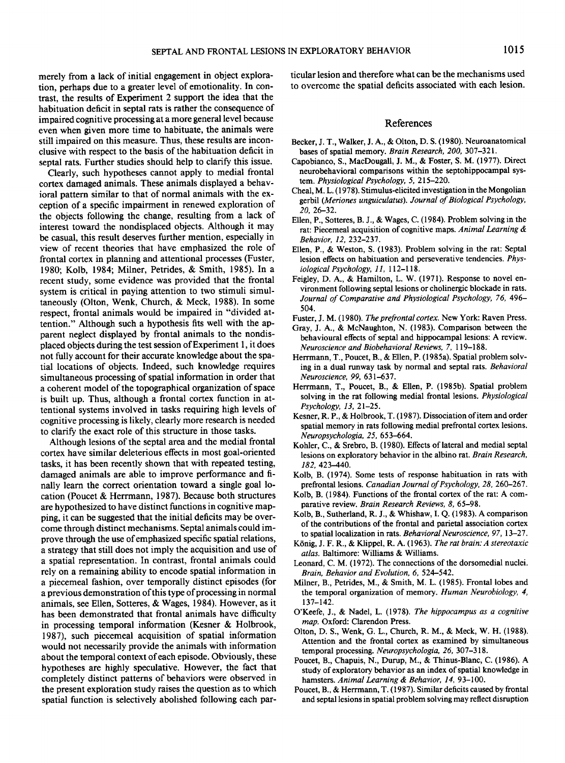merely from a lack of initial engagement in object exploration, perhaps due to a greater level of emotionality. In contrast, the results of Experiment 2 support the idea that the habituation deficit in septal rats is rather the consequence of impaired cognitive processing at a more general level because even when given more time to habituate, the animals were still impaired on this measure. Thus, these results are inconclusive with respect to the basis of the habituation deficit in septal rats. Further studies should help to clarify this issue.

Clearly, such hypotheses cannot apply to medial frontal cortex damaged animals. These animals displayed a behavioral pattern similar to that of normal animals with the exception of a specific impairment in renewed exploration of the objects following the change, resulting from a lack of interest toward the nondisplaced objects. Although it may be casual, this result deserves further mention, especially in view of recent theories that have emphasized the role of frontal cortex in planning and attentional processes (Fuster, 1980; Kolb, 1984; Milner, Petrides, & Smith, 1985). In a recent study, some evidence was provided that the frontal system is critical in paying attention to two stimuli simultaneously (Olton, Wenk, Church, & Meck, 1988). In some respect, frontal animals would be impaired in "divided attention." Although such a hypothesis fits well with the apparent neglect displayed by frontal animals to the nondisplaced objects during the test session of Experiment 1, it does not fully account for their accurate knowledge about the spatial locations of objects. Indeed, such knowledge requires simultaneous processing of spatial information in order that a coherent model of the topographical organization of space is built up. Thus, although a frontal cortex function in attentional systems involved in tasks requiring high levels of cognitive processing is likely, clearly more research is needed to clarify the exact role of this structure in those tasks.

Although lesions of the septal area and the medial frontal cortex have similar deleterious effects in most goal-oriented tasks, it has been recently shown that with repeated testing, damaged animals are able to improve performance and finally learn the correct orientation toward a single goal location (Poucet & Herrmann, 1987). Because both structures are hypothesized to have distinct functions in cognitive mapping, it can be suggested that the initial deficits may be overcome through distinct mechanisms. Septal animals could improve through the use of emphasized specific spatial relations, a strategy that still does not imply the acquisition and use of a spatial representation. In contrast, frontal animals could rely on a remaining ability to encode spatial information in a piecemeal fashion, over temporally distinct episodes (for a previous demonstration of this type of processing in normal animals, see Ellen, Sotteres, & Wages, 1984). However, as it has been demonstrated that frontal animals have difficulty in processing temporal information (Kesner & Holbrook, 1987), such piecemeal acquisition of spatial information would not necessarily provide the animals with information about the temporal context of each episode. Obviously, these hypotheses are highly speculative. However, the fact that completely distinct patterns of behaviors were observed in the present exploration study raises the question as to which spatial function is selectively abolished following each particular lesion and therefore what can be the mechanisms used to overcome the spatial deficits associated with each lesion.

## References

Becker, J. T., Walker, J. A., & Olton, D. S. (1980). Neuroanatomical bases of spatial memory. *Brain Research*, *200*, 307–321.

Capobianco, S., MacDougall, J. M., & Foster, S. M. (1977). Direct neurobehavioral comparisons within the septohippocampal system. *Physiological Psychology*, *5*, 215–220.

Cheal, M. L. (1978). Stimulus-elicited investigation in the Mongolian gerbil (*Meriones unguiculatus*). *Journal of Biological Psychology*, *20*, 26–32.

Ellen, P., Sotteres, B. J., & Wages, C. (1984). Problem solving in the rat: Piecemeal acquisition of cognitive maps. *Animal Learning & Behavior*, *12*, 232–237.

Ellen, P., & Weston, S. (1983). Problem solving in the rat: Septal lesion effects on habituation and perseverative tendencies. *Physiological Psychology*, *11*, 112–118.

Feigley, D. A., & Hamilton, L. W. (1971). Response to novel environment following septal lesions or cholinergic blockade in rats. *Journal of Comparative and Physiological Psychology*, *76*, 496–504.

Fuster, J. M. (1980). *The prefrontal cortex*. New York: Raven Press.

Gray, J. A., & McNaughton, N. (1983). Comparison between the behavioural effects of septal and hippocampal lesions: A review. *Neuroscience and Biobehavioral Reviews*, *7*, 119–188.

Herrmann, T., Poucet, B., & Ellen, P. (1985a). Spatial problem solving in a dual runway task by normal and septal rats. *Behavioral Neuroscience*, *99*, 631–637.

Herrmann, T., Poucet, B., & Ellen, P. (1985b). Spatial problem solving in the rat following medial frontal lesions. *Physiological Psychology*, *13*, 21–25.

Kesner, R. P., & Holbrook, T. (1987). Dissociation of item and order spatial memory in rats following medial prefrontal cortex lesions. *Neuropsychologia*, *25*, 653–664.

Kohler, C., & Srebro, B. (1980). Effects of lateral and medial septal lesions on exploratory behavior in the albino rat. *Brain Research*, *182*, 423–440.

Kolb, B. (1974). Some tests of response habituation in rats with prefrontal lesions. *Canadian Journal of Psychology*, *28*, 260–267.

Kolb, B. (1984). Functions of the frontal cortex of the rat: A comparative review. *Brain Research Reviews*, *8*, 65–98.

Kolb, B., Sutherland, R. J., & Whishaw, I. Q. (1983). A comparison of the contributions of the frontal and parietal association cortex to spatial localization in rats. *Behavioral Neuroscience*, *97*, 13–27.

König, J. F. R., & Klippel, R. A. (1963). *The rat brain: A stereotaxic atlas*. Baltimore: Williams & Williams.

Leonard, C. M. (1972). The connections of the dorsomedial nuclei. *Brain, Behavior and Evolution*, *6*, 524–542.

Milner, B., Petrides, M., & Smith, M. L. (1985). Frontal lobes and the temporal organization of memory. *Human Neurobiology*, *4*, 137–142.

O'Keefe, J., & Nadel, L. (1978). *The hippocampus as a cognitive map*. Oxford: Clarendon Press.

Olton, D. S., Wenk, G. L., Church, R. M., & Meck, W. H. (1988). Attention and the frontal cortex as examined by simultaneous temporal processing. *Neuropsychologia*, *26*, 307–318.

Poucet, B., Chapuis, N., Durup, M., & Thinus-Blanc, C. (1986). A study of exploratory behavior as an index of spatial knowledge in hamsters. *Animal Learning & Behavior*, *14*, 93–100.

Poucet, B., & Herrmann, T. (1987). Similar deficits caused by frontal and septal lesions in spatial problem solving may reflect disruption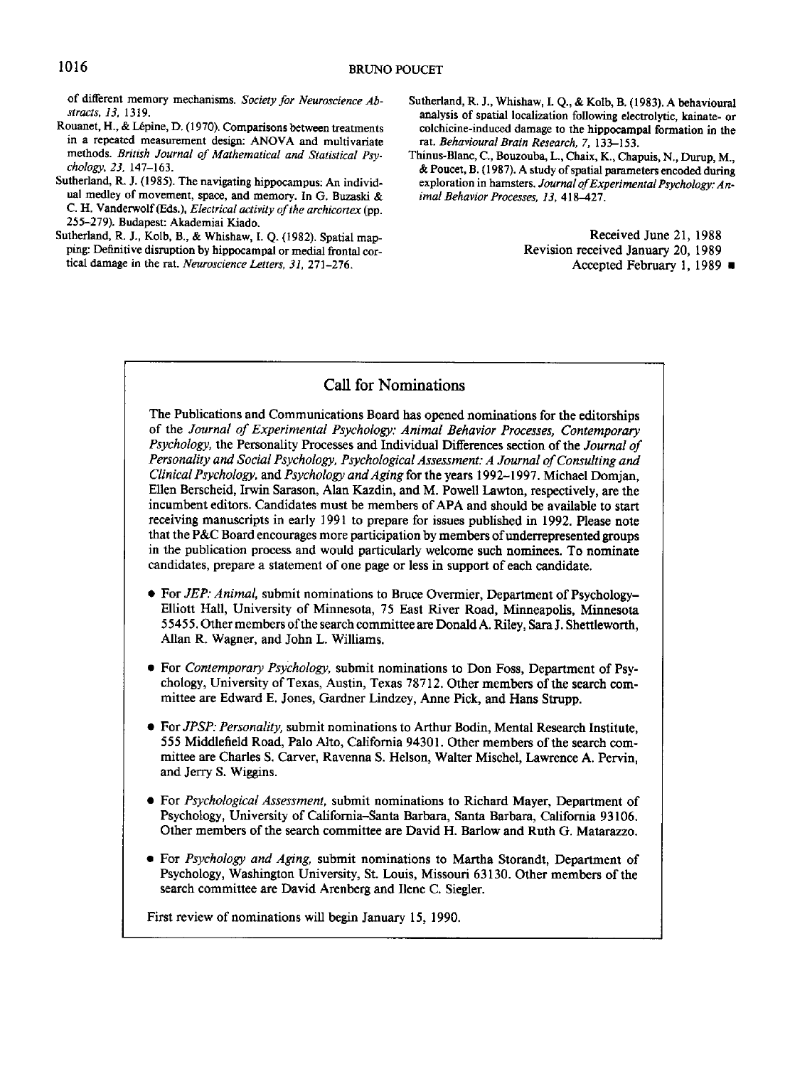of different memory mechanisms. *Society for Neuroscience Abstracts, 13,* 1319.

Rouanet, H., & Lépine, D. (1970). Comparisons between treatments in a repeated measurement design: ANOVA and multivariate methods. *British Journal of Mathematical and Statistical Psychology, 23,* 147–163.

Sutherland, R. J. (1985). The navigating hippocampus: An individual medley of movement, space, and memory. In G. Buzaski & C. H. Vanderwolf (Eds.), *Electrical activity of the archicortex* (pp. 255–279). Budapest: Akademiai Kiado.

Sutherland, R. J., Kolb, B., & Whishaw, I. Q. (1982). Spatial mapping: Definitive disruption by hippocampal or medial frontal cortical damage in the rat. *Neuroscience Letters, 31,* 271–276.

Sutherland, R. J., Whishaw, I. Q., & Kolb, B. (1983). A behavioural analysis of spatial localization following electrolytic, kainate- or colchicine-induced damage to the hippocampal formation in the rat. *Behavioural Brain Research, 7,* 133–153.

Thinus-Blanc, C., Bouzouba, L., Chaix, K., Chapuis, N., Durup, M., & Poucet, B. (1987). A study of spatial parameters encoded during exploration in hamsters. *Journal of Experimental Psychology: Animal Behavior Processes, 13,* 418–427.

Received June 21, 1988
Revision received January 20, 1989
Accepted February 1, 1989 ■

## Call for Nominations

The Publications and Communications Board has opened nominations for the editorships of the *Journal of Experimental Psychology: Animal Behavior Processes, Contemporary Psychology,* the Personality Processes and Individual Differences section of the *Journal of Personality and Social Psychology, Psychological Assessment: A Journal of Consulting and Clinical Psychology,* and *Psychology and Aging* for the years 1992–1997. Michael Domjan, Ellen Berscheid, Irwin Sarason, Alan Kazdin, and M. Powell Lawton, respectively, are the incumbent editors. Candidates must be members of APA and should be available to start receiving manuscripts in early 1991 to prepare for issues published in 1992. Please note that the P&C Board encourages more participation by members of underrepresented groups in the publication process and would particularly welcome such nominees. To nominate candidates, prepare a statement of one page or less in support of each candidate.

- For *JEP: Animal,* submit nominations to Bruce Overmier, Department of Psychology–Elliott Hall, University of Minnesota, 75 East River Road, Minneapolis, Minnesota 55455. Other members of the search committee are Donald A. Riley, Sara J. Shettleworth, Allan R. Wagner, and John L. Williams.

- For *Contemporary Psychology,* submit nominations to Don Foss, Department of Psychology, University of Texas, Austin, Texas 78712. Other members of the search committee are Edward E. Jones, Gardner Lindzey, Anne Pick, and Hans Strupp.

- For *JPSP: Personality,* submit nominations to Arthur Bodin, Mental Research Institute, 555 Middlefield Road, Palo Alto, California 94301. Other members of the search committee are Charles S. Carver, Ravenna S. Helson, Walter Mischel, Lawrence A. Pervin, and Jerry S. Wiggins.

- For *Psychological Assessment,* submit nominations to Richard Mayer, Department of Psychology, University of California–Santa Barbara, Santa Barbara, California 93106. Other members of the search committee are David H. Barlow and Ruth G. Matarazzo.

- For *Psychology and Aging,* submit nominations to Martha Storandt, Department of Psychology, Washington University, St. Louis, Missouri 63130. Other members of the search committee are David Arenberg and Ilene C. Siegler.

First review of nominations will begin January 15, 1990.